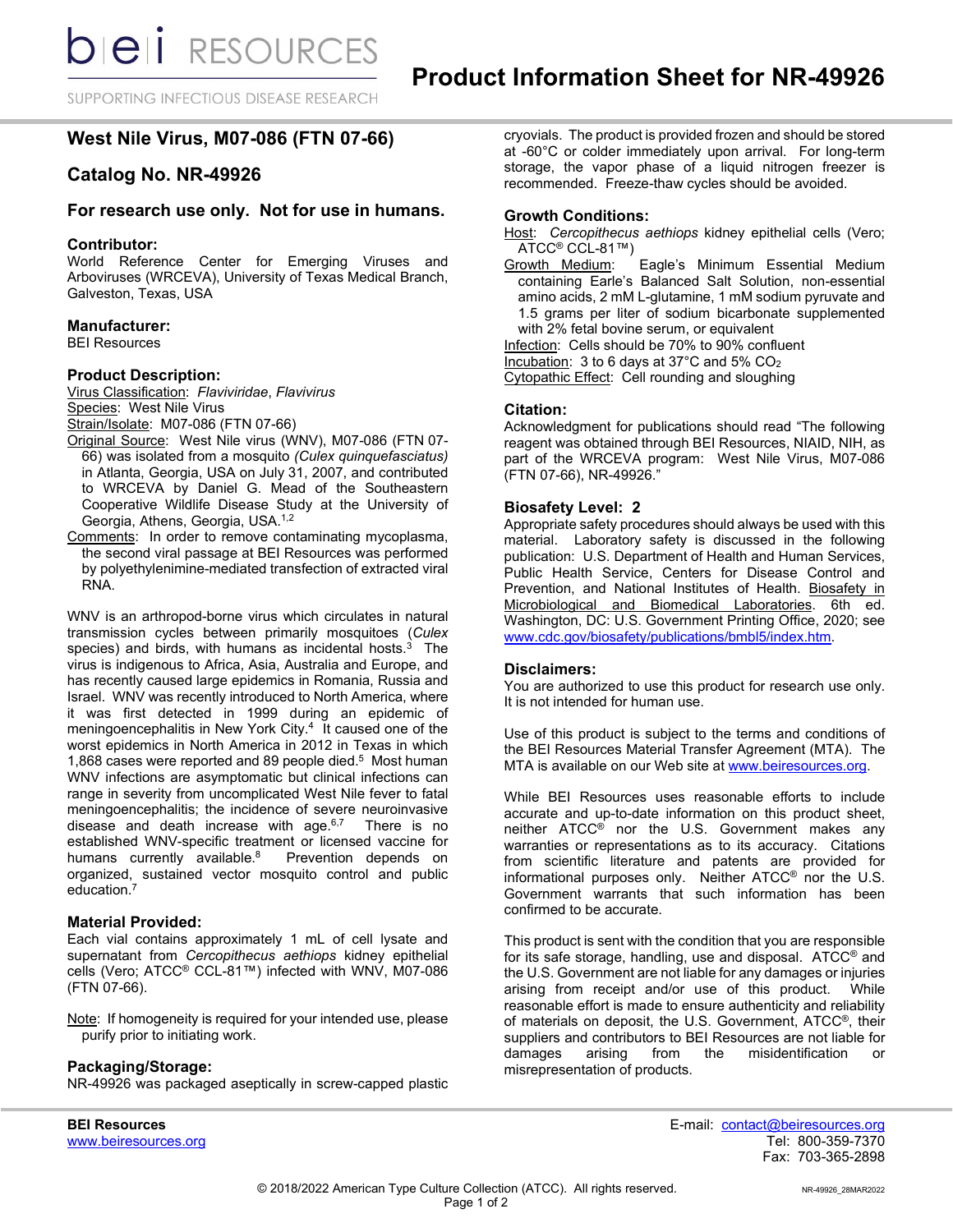# Product Information Sheet for NR-49926

## West Nile Virus, M07-086 (FTN 07-66)

## Catalog No. NR-49926

### For research use only. Not for use in humans.

### Contributor:
World Reference Center for Emerging Viruses and Arboviruses (WRCEVA), University of Texas Medical Branch, Galveston, Texas, USA

### Manufacturer:
BEI Resources

### Product Description:
Virus Classification: *Flaviviridae*, *Flavivirus*
Species: West Nile Virus
Strain/Isolate: M07-086 (FTN 07-66)
Original Source: West Nile virus (WNV), M07-086 (FTN 07-66) was isolated from a mosquito *(Culex quinquefasciatus)* in Atlanta, Georgia, USA on July 31, 2007, and contributed to WRCEVA by Daniel G. Mead of the Southeastern Cooperative Wildlife Disease Study at the University of Georgia, Athens, Georgia, USA.[1,2]
Comments: In order to remove contaminating mycoplasma, the second viral passage at BEI Resources was performed by polyethylenimine-mediated transfection of extracted viral RNA.

WNV is an arthropod-borne virus which circulates in natural transmission cycles between primarily mosquitoes (*Culex* species) and birds, with humans as incidental hosts.[3] The virus is indigenous to Africa, Asia, Australia and Europe, and has recently caused large epidemics in Romania, Russia and Israel. WNV was recently introduced to North America, where it was first detected in 1999 during an epidemic of meningoencephalitis in New York City.[4] It caused one of the worst epidemics in North America in 2012 in Texas in which 1,868 cases were reported and 89 people died.[5] Most human WNV infections are asymptomatic but clinical infections can range in severity from uncomplicated West Nile fever to fatal meningoencephalitis; the incidence of severe neuroinvasive disease and death increase with age.[6,7] There is no established WNV-specific treatment or licensed vaccine for humans currently available.[8] Prevention depends on organized, sustained vector mosquito control and public education.[7]

### Material Provided:
Each vial contains approximately 1 mL of cell lysate and supernatant from *Cercopithecus aethiops* kidney epithelial cells (Vero; ATCC® CCL-81™) infected with WNV, M07-086 (FTN 07-66).

Note: If homogeneity is required for your intended use, please purify prior to initiating work.

### Packaging/Storage:
NR-49926 was packaged aseptically in screw-capped plastic cryovials. The product is provided frozen and should be stored at -60°C or colder immediately upon arrival. For long-term storage, the vapor phase of a liquid nitrogen freezer is recommended. Freeze-thaw cycles should be avoided.

### Growth Conditions:
Host: *Cercopithecus aethiops* kidney epithelial cells (Vero; ATCC® CCL-81™)
Growth Medium: Eagle's Minimum Essential Medium containing Earle's Balanced Salt Solution, non-essential amino acids, 2 mM L-glutamine, 1 mM sodium pyruvate and 1.5 grams per liter of sodium bicarbonate supplemented with 2% fetal bovine serum, or equivalent
Infection: Cells should be 70% to 90% confluent
Incubation: 3 to 6 days at 37°C and 5% $CO_2$
Cytopathic Effect: Cell rounding and sloughing

### Citation:
Acknowledgment for publications should read "The following reagent was obtained through BEI Resources, NIAID, NIH, as part of the WRCEVA program: West Nile Virus, M07-086 (FTN 07-66), NR-49926."

### Biosafety Level: 2
Appropriate safety procedures should always be used with this material. Laboratory safety is discussed in the following publication: U.S. Department of Health and Human Services, Public Health Service, Centers for Disease Control and Prevention, and National Institutes of Health. Biosafety in Microbiological and Biomedical Laboratories. 6th ed. Washington, DC: U.S. Government Printing Office, 2020; see www.cdc.gov/biosafety/publications/bmbl5/index.htm.

### Disclaimers:
You are authorized to use this product for research use only. It is not intended for human use.

Use of this product is subject to the terms and conditions of the BEI Resources Material Transfer Agreement (MTA). The MTA is available on our Web site at www.beiresources.org.

While BEI Resources uses reasonable efforts to include accurate and up-to-date information on this product sheet, neither ATCC® nor the U.S. Government makes any warranties or representations as to its accuracy. Citations from scientific literature and patents are provided for informational purposes only. Neither ATCC® nor the U.S. Government warrants that such information has been confirmed to be accurate.

This product is sent with the condition that you are responsible for its safe storage, handling, use and disposal. ATCC® and the U.S. Government are not liable for any damages or injuries arising from receipt and/or use of this product. While reasonable effort is made to ensure authenticity and reliability of materials on deposit, the U.S. Government, ATCC®, their suppliers and contributors to BEI Resources are not liable for damages arising from the misidentification or misrepresentation of products.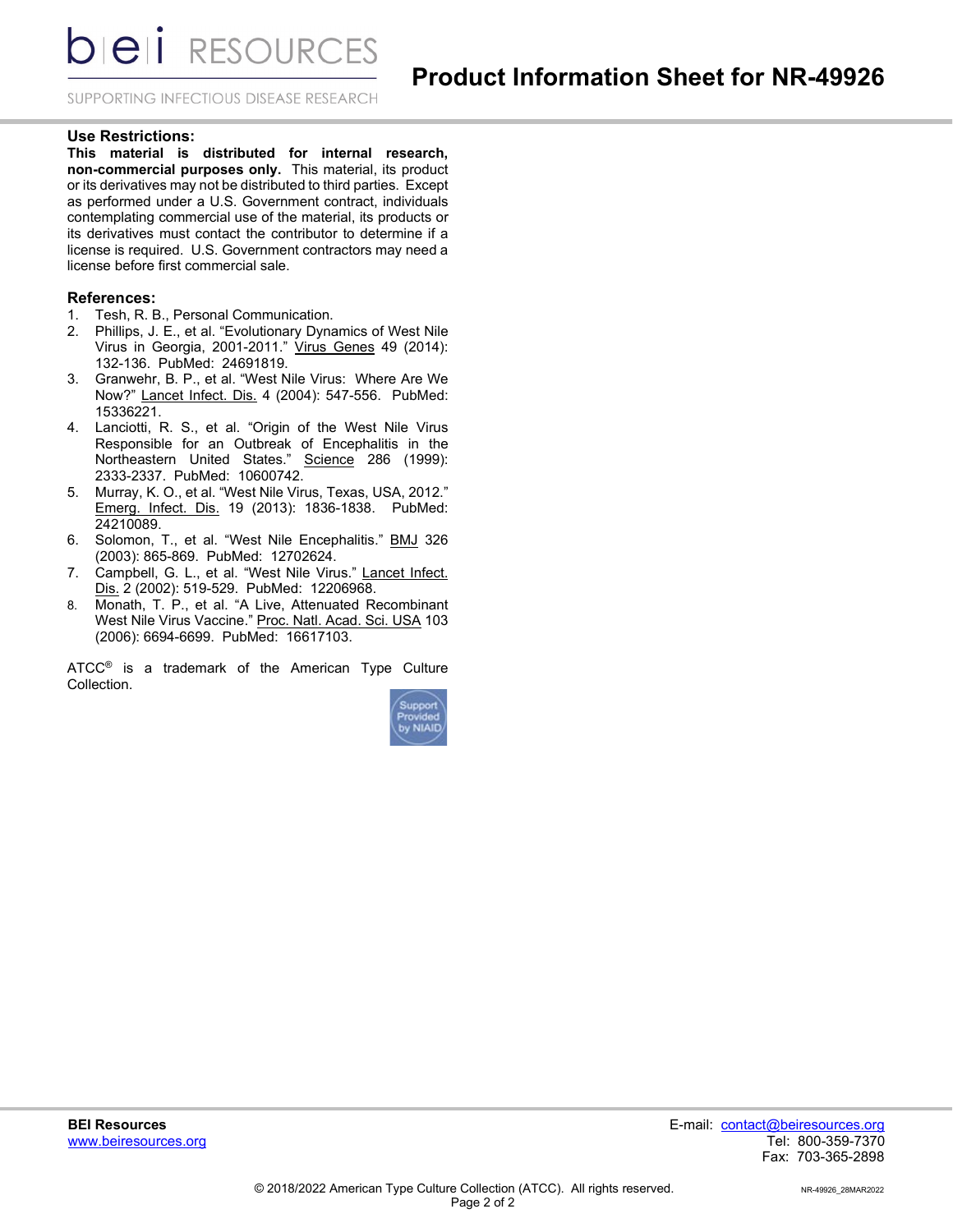## Use Restrictions:

**This material is distributed for internal research, non-commercial purposes only.** This material, its product or its derivatives may not be distributed to third parties. Except as performed under a U.S. Government contract, individuals contemplating commercial use of the material, its products or its derivatives must contact the contributor to determine if a license is required. U.S. Government contractors may need a license before first commercial sale.

## References:

1. Tesh, R. B., Personal Communication.
2. Phillips, J. E., et al. "Evolutionary Dynamics of West Nile Virus in Georgia, 2001-2011." Virus Genes 49 (2014): 132-136. PubMed: 24691819.
3. Granwehr, B. P., et al. "West Nile Virus: Where Are We Now?" Lancet Infect. Dis. 4 (2004): 547-556. PubMed: 15336221.
4. Lanciotti, R. S., et al. "Origin of the West Nile Virus Responsible for an Outbreak of Encephalitis in the Northeastern United States." Science 286 (1999): 2333-2337. PubMed: 10600742.
5. Murray, K. O., et al. "West Nile Virus, Texas, USA, 2012." Emerg. Infect. Dis. 19 (2013): 1836-1838. PubMed: 24210089.
6. Solomon, T., et al. "West Nile Encephalitis." BMJ 326 (2003): 865-869. PubMed: 12702624.
7. Campbell, G. L., et al. "West Nile Virus." Lancet Infect. Dis. 2 (2002): 519-529. PubMed: 12206968.
8. Monath, T. P., et al. "A Live, Attenuated Recombinant West Nile Virus Vaccine." Proc. Natl. Acad. Sci. USA 103 (2006): 6694-6699. PubMed: 16617103.

ATCC® is a trademark of the American Type Culture Collection.

Support Provided by NIAID

**BEI Resources**
www.beiresources.org

E-mail: contact@beiresources.org
Tel: 800-359-7370
Fax: 703-365-2898

© 2018/2022 American Type Culture Collection (ATCC). All rights reserved.

NR-49926_28MAR2022